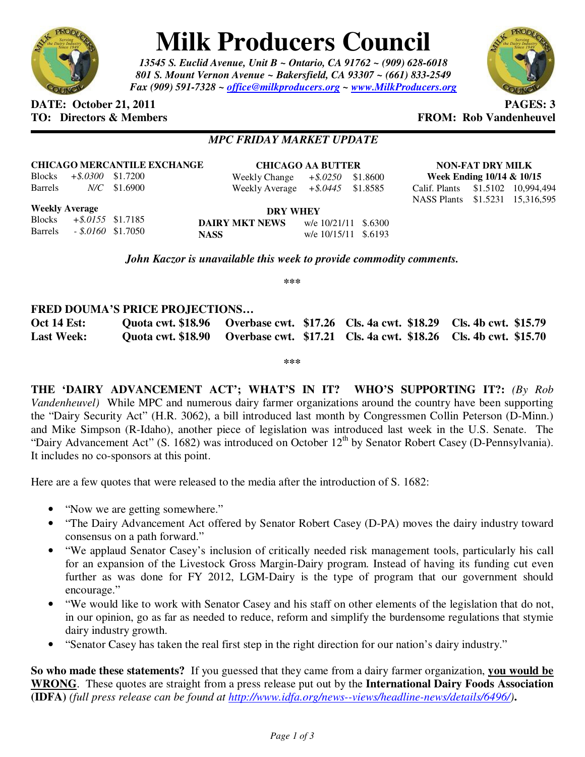# Milk Producers Council

***13545 S. Euclid Avenue, Unit B ~ Ontario, CA 91762 ~ (909) 628-6018***
***801 S. Mount Vernon Avenue ~ Bakersfield, CA 93307 ~ (661) 833-2549***
***Fax (909) 591-7328 ~ office@milkproducers.org ~ www.MilkProducers.org***

**DATE: October 21, 2011** | **PAGES: 3**
**TO: Directors & Members** | **FROM: Rob Vandenheuvel**

---

***MPC FRIDAY MARKET UPDATE***

**CHICAGO MERCANTILE EXCHANGE**

| | | |
|---|---|---|
| Blocks | *+$.0300* | $1.7200 |
| Barrels | *N/C* | $1.6900 |

**Weekly Average**

| | | |
|---|---|---|
| Blocks | *+$.0155* | $1.7185 |
| Barrels | *- $.0160* | $1.7050 |

**CHICAGO AA BUTTER**

| | | |
|---|---|---|
| Weekly Change | *+$.0250* | $1.8600 |
| Weekly Average | *+$.0445* | $1.8585 |

**DRY WHEY**

| | | |
|---|---|---|
| **DAIRY MKT NEWS** | w/e 10/21/11 | $.6300 |
| **NASS** | w/e 10/15/11 | $.6193 |

**NON-FAT DRY MILK**
**Week Ending 10/14 & 10/15**

| | | |
|---|---|---|
| Calif. Plants | $1.5102 | 10,994,494 |
| NASS Plants | $1.5231 | 15,316,595 |

***John Kaczor is unavailable this week to provide commodity comments.***

\*\*\*

**FRED DOUMA'S PRICE PROJECTIONS…**

| | | | | |
|---|---|---|---|---|
| **Oct 14 Est:** | **Quota cwt. $18.96** | **Overbase cwt. $17.26** | **Cls. 4a cwt. $18.29** | **Cls. 4b cwt. $15.79** |
| **Last Week:** | **Quota cwt. $18.90** | **Overbase cwt. $17.21** | **Cls. 4a cwt. $18.26** | **Cls. 4b cwt. $15.70** |

\*\*\*

**THE 'DAIRY ADVANCEMENT ACT'; WHAT'S IN IT? WHO'S SUPPORTING IT?:** *(By Rob Vandenheuvel)* While MPC and numerous dairy farmer organizations around the country have been supporting the "Dairy Security Act" (H.R. 3062), a bill introduced last month by Congressmen Collin Peterson (D-Minn.) and Mike Simpson (R-Idaho), another piece of legislation was introduced last week in the U.S. Senate. The "Dairy Advancement Act" (S. 1682) was introduced on October 12th by Senator Robert Casey (D-Pennsylvania). It includes no co-sponsors at this point.

Here are a few quotes that were released to the media after the introduction of S. 1682:

- "Now we are getting somewhere."
- "The Dairy Advancement Act offered by Senator Robert Casey (D-PA) moves the dairy industry toward consensus on a path forward."
- "We applaud Senator Casey's inclusion of critically needed risk management tools, particularly his call for an expansion of the Livestock Gross Margin-Dairy program. Instead of having its funding cut even further as was done for FY 2012, LGM-Dairy is the type of program that our government should encourage."
- "We would like to work with Senator Casey and his staff on other elements of the legislation that do not, in our opinion, go as far as needed to reduce, reform and simplify the burdensome regulations that stymie dairy industry growth.
- "Senator Casey has taken the real first step in the right direction for our nation's dairy industry."

**So who made these statements?** If you guessed that they came from a dairy farmer organization, **<u>you would be WRONG</u>**. These quotes are straight from a press release put out by the **International Dairy Foods Association (IDFA)** *(full press release can be found at http://www.idfa.org/news--views/headline-news/details/6496/)***.**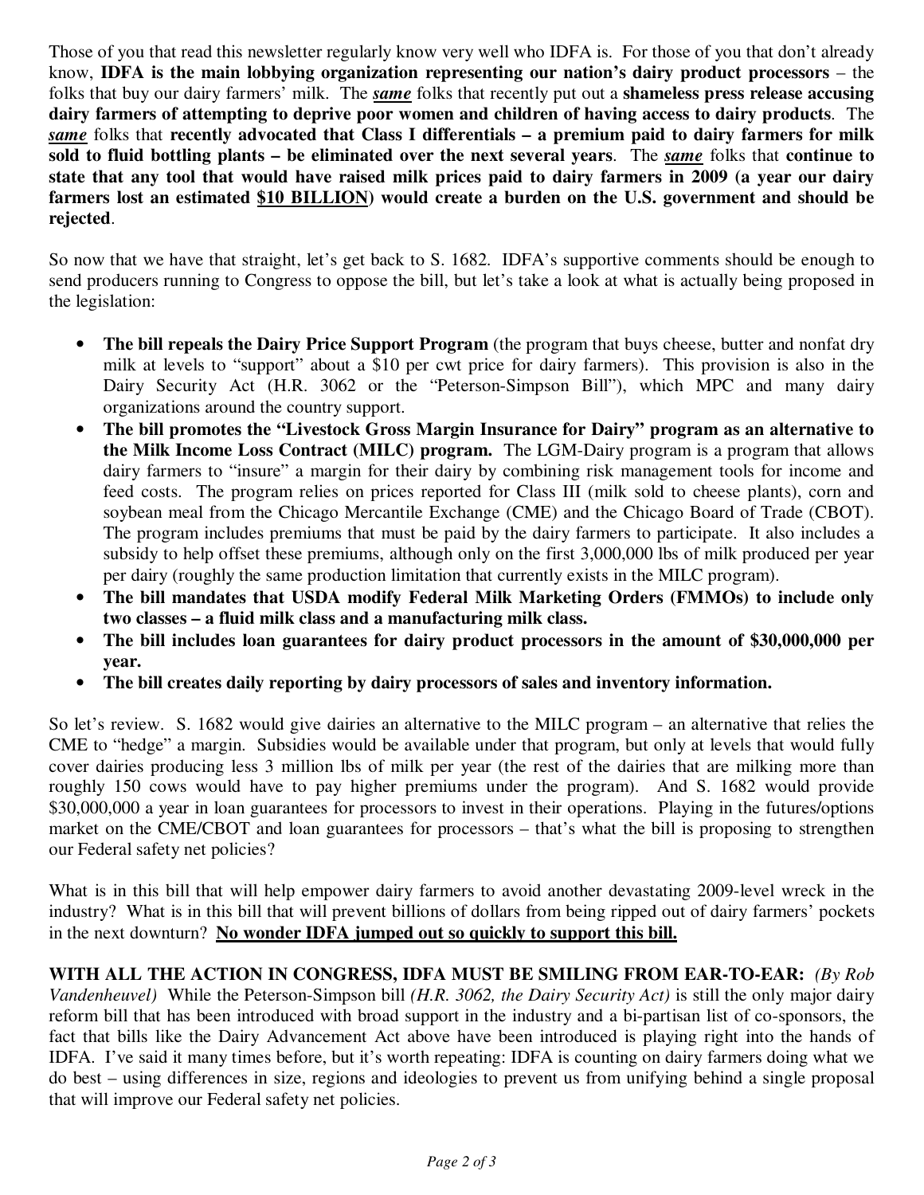Those of you that read this newsletter regularly know very well who IDFA is. For those of you that don't already know, **IDFA is the main lobbying organization representing our nation's dairy product processors** – the folks that buy our dairy farmers' milk. The ***same*** folks that recently put out a **shameless press release accusing dairy farmers of attempting to deprive poor women and children of having access to dairy products**. The ***same*** folks that **recently advocated that Class I differentials – a premium paid to dairy farmers for milk sold to fluid bottling plants – be eliminated over the next several years**. The ***same*** folks that **continue to state that any tool that would have raised milk prices paid to dairy farmers in 2009 (a year our dairy farmers lost an estimated <u>$10 BILLION</u>) would create a burden on the U.S. government and should be rejected**.

So now that we have that straight, let's get back to S. 1682. IDFA's supportive comments should be enough to send producers running to Congress to oppose the bill, but let's take a look at what is actually being proposed in the legislation:

- **The bill repeals the Dairy Price Support Program** (the program that buys cheese, butter and nonfat dry milk at levels to "support" about a $10 per cwt price for dairy farmers). This provision is also in the Dairy Security Act (H.R. 3062 or the "Peterson-Simpson Bill"), which MPC and many dairy organizations around the country support.
- **The bill promotes the "Livestock Gross Margin Insurance for Dairy" program as an alternative to the Milk Income Loss Contract (MILC) program.** The LGM-Dairy program is a program that allows dairy farmers to "insure" a margin for their dairy by combining risk management tools for income and feed costs. The program relies on prices reported for Class III (milk sold to cheese plants), corn and soybean meal from the Chicago Mercantile Exchange (CME) and the Chicago Board of Trade (CBOT). The program includes premiums that must be paid by the dairy farmers to participate. It also includes a subsidy to help offset these premiums, although only on the first 3,000,000 lbs of milk produced per year per dairy (roughly the same production limitation that currently exists in the MILC program).
- **The bill mandates that USDA modify Federal Milk Marketing Orders (FMMOs) to include only two classes – a fluid milk class and a manufacturing milk class.**
- **The bill includes loan guarantees for dairy product processors in the amount of $30,000,000 per year.**
- **The bill creates daily reporting by dairy processors of sales and inventory information.**

So let's review. S. 1682 would give dairies an alternative to the MILC program – an alternative that relies the CME to "hedge" a margin. Subsidies would be available under that program, but only at levels that would fully cover dairies producing less 3 million lbs of milk per year (the rest of the dairies that are milking more than roughly 150 cows would have to pay higher premiums under the program). And S. 1682 would provide $30,000,000 a year in loan guarantees for processors to invest in their operations. Playing in the futures/options market on the CME/CBOT and loan guarantees for processors – that's what the bill is proposing to strengthen our Federal safety net policies?

What is in this bill that will help empower dairy farmers to avoid another devastating 2009-level wreck in the industry? What is in this bill that will prevent billions of dollars from being ripped out of dairy farmers' pockets in the next downturn? **<u>No wonder IDFA jumped out so quickly to support this bill.</u>**

**WITH ALL THE ACTION IN CONGRESS, IDFA MUST BE SMILING FROM EAR-TO-EAR:** *(By Rob Vandenheuvel)* While the Peterson-Simpson bill *(H.R. 3062, the Dairy Security Act)* is still the only major dairy reform bill that has been introduced with broad support in the industry and a bi-partisan list of co-sponsors, the fact that bills like the Dairy Advancement Act above have been introduced is playing right into the hands of IDFA. I've said it many times before, but it's worth repeating: IDFA is counting on dairy farmers doing what we do best – using differences in size, regions and ideologies to prevent us from unifying behind a single proposal that will improve our Federal safety net policies.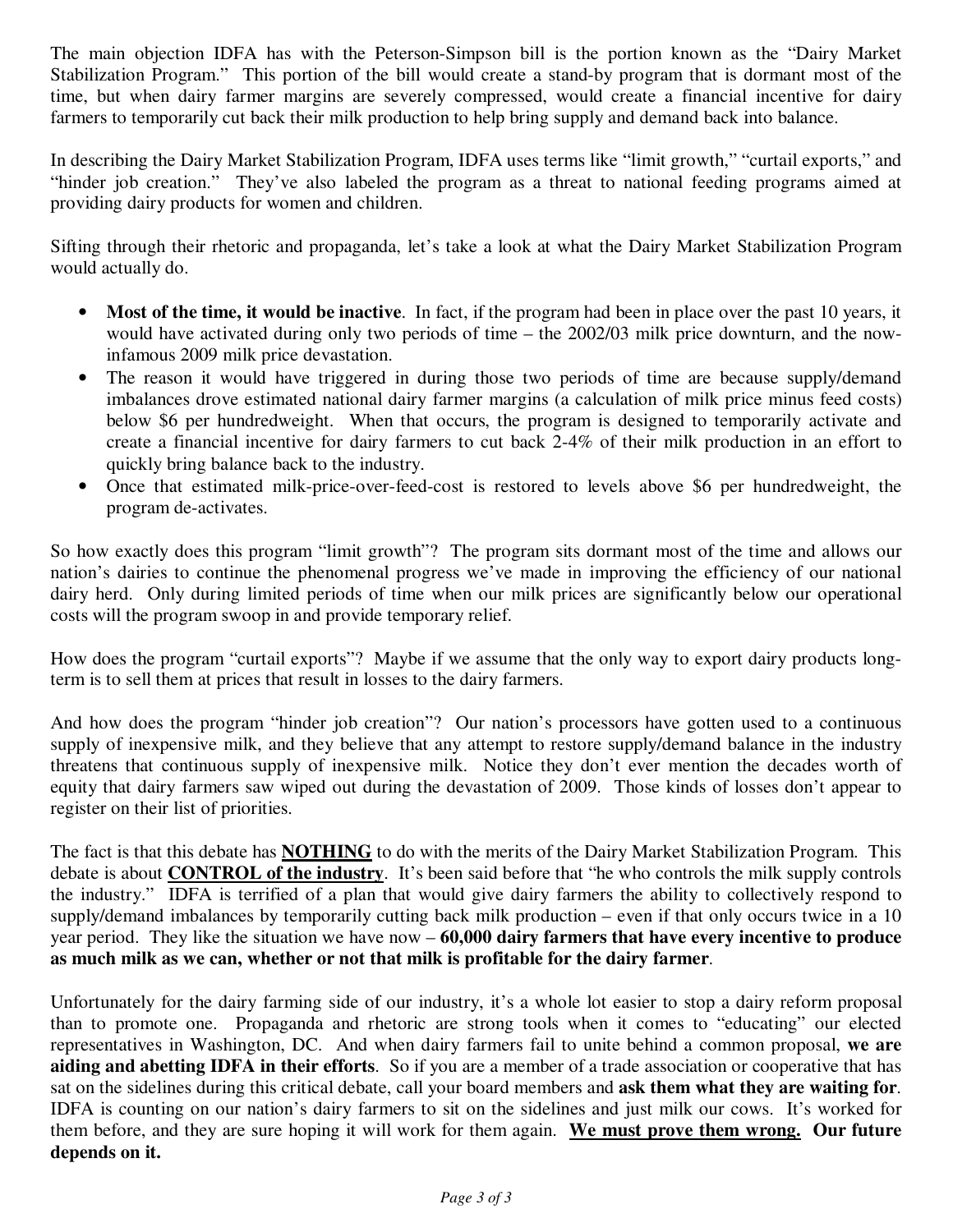The main objection IDFA has with the Peterson-Simpson bill is the portion known as the "Dairy Market Stabilization Program." This portion of the bill would create a stand-by program that is dormant most of the time, but when dairy farmer margins are severely compressed, would create a financial incentive for dairy farmers to temporarily cut back their milk production to help bring supply and demand back into balance.

In describing the Dairy Market Stabilization Program, IDFA uses terms like "limit growth," "curtail exports," and "hinder job creation." They've also labeled the program as a threat to national feeding programs aimed at providing dairy products for women and children.

Sifting through their rhetoric and propaganda, let's take a look at what the Dairy Market Stabilization Program would actually do.

- **Most of the time, it would be inactive**. In fact, if the program had been in place over the past 10 years, it would have activated during only two periods of time – the 2002/03 milk price downturn, and the now-infamous 2009 milk price devastation.
- The reason it would have triggered in during those two periods of time are because supply/demand imbalances drove estimated national dairy farmer margins (a calculation of milk price minus feed costs) below $6 per hundredweight. When that occurs, the program is designed to temporarily activate and create a financial incentive for dairy farmers to cut back 2-4% of their milk production in an effort to quickly bring balance back to the industry.
- Once that estimated milk-price-over-feed-cost is restored to levels above $6 per hundredweight, the program de-activates.

So how exactly does this program "limit growth"? The program sits dormant most of the time and allows our nation's dairies to continue the phenomenal progress we've made in improving the efficiency of our national dairy herd. Only during limited periods of time when our milk prices are significantly below our operational costs will the program swoop in and provide temporary relief.

How does the program "curtail exports"? Maybe if we assume that the only way to export dairy products long-term is to sell them at prices that result in losses to the dairy farmers.

And how does the program "hinder job creation"? Our nation's processors have gotten used to a continuous supply of inexpensive milk, and they believe that any attempt to restore supply/demand balance in the industry threatens that continuous supply of inexpensive milk. Notice they don't ever mention the decades worth of equity that dairy farmers saw wiped out during the devastation of 2009. Those kinds of losses don't appear to register on their list of priorities.

The fact is that this debate has **NOTHING** to do with the merits of the Dairy Market Stabilization Program. This debate is about **CONTROL of the industry**. It's been said before that "he who controls the milk supply controls the industry." IDFA is terrified of a plan that would give dairy farmers the ability to collectively respond to supply/demand imbalances by temporarily cutting back milk production – even if that only occurs twice in a 10 year period. They like the situation we have now – **60,000 dairy farmers that have every incentive to produce as much milk as we can, whether or not that milk is profitable for the dairy farmer**.

Unfortunately for the dairy farming side of our industry, it's a whole lot easier to stop a dairy reform proposal than to promote one. Propaganda and rhetoric are strong tools when it comes to "educating" our elected representatives in Washington, DC. And when dairy farmers fail to unite behind a common proposal, **we are aiding and abetting IDFA in their efforts**. So if you are a member of a trade association or cooperative that has sat on the sidelines during this critical debate, call your board members and **ask them what they are waiting for**. IDFA is counting on our nation's dairy farmers to sit on the sidelines and just milk our cows. It's worked for them before, and they are sure hoping it will work for them again. **We must prove them wrong. Our future depends on it.**